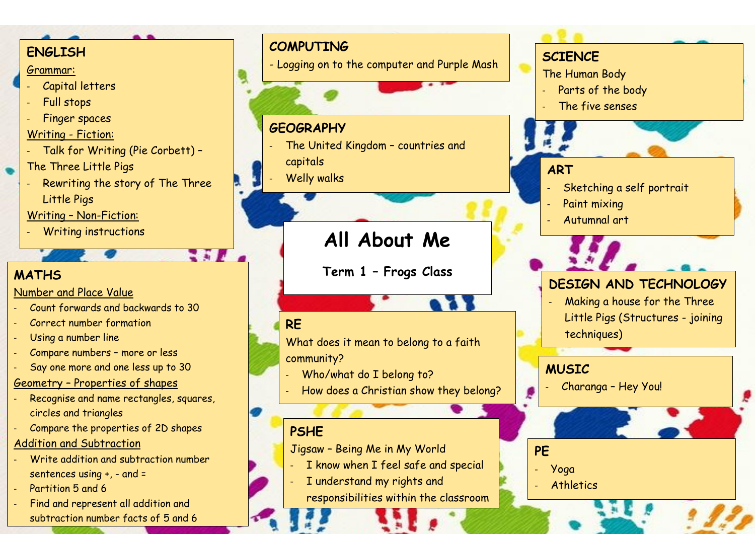# All About Me

**Term 1 – Frogs Class**

## ENGLISH

Grammar:

- Capital letters
- Full stops
- Finger spaces

Writing - Fiction:

- Talk for Writing (Pie Corbett) – The Three Little Pigs
- Rewriting the story of The Three Little Pigs

Writing – Non-Fiction:

- Writing instructions

## MATHS

Number and Place Value

- Count forwards and backwards to 30
- Correct number formation
- Using a number line
- Compare numbers – more or less
- Say one more and one less up to 30

Geometry – Properties of shapes

- Recognise and name rectangles, squares, circles and triangles
- Compare the properties of 2D shapes

Addition and Subtraction

- Write addition and subtraction number sentences using +, - and =
- Partition 5 and 6
- Find and represent all addition and subtraction number facts of 5 and 6

## COMPUTING

- Logging on to the computer and Purple Mash

## GEOGRAPHY

- The United Kingdom – countries and capitals
- Welly walks

## RE

What does it mean to belong to a faith community?

- Who/what do I belong to?
- How does a Christian show they belong?

## PSHE

Jigsaw – Being Me in My World

- I know when I feel safe and special
- I understand my rights and responsibilities within the classroom

## SCIENCE

The Human Body

- Parts of the body
- The five senses

## ART

- Sketching a self portrait
- Paint mixing
- Autumnal art

## DESIGN AND TECHNOLOGY

- Making a house for the Three Little Pigs (Structures - joining techniques)

## MUSIC

- Charanga – Hey You!

## PE

- Yoga
- Athletics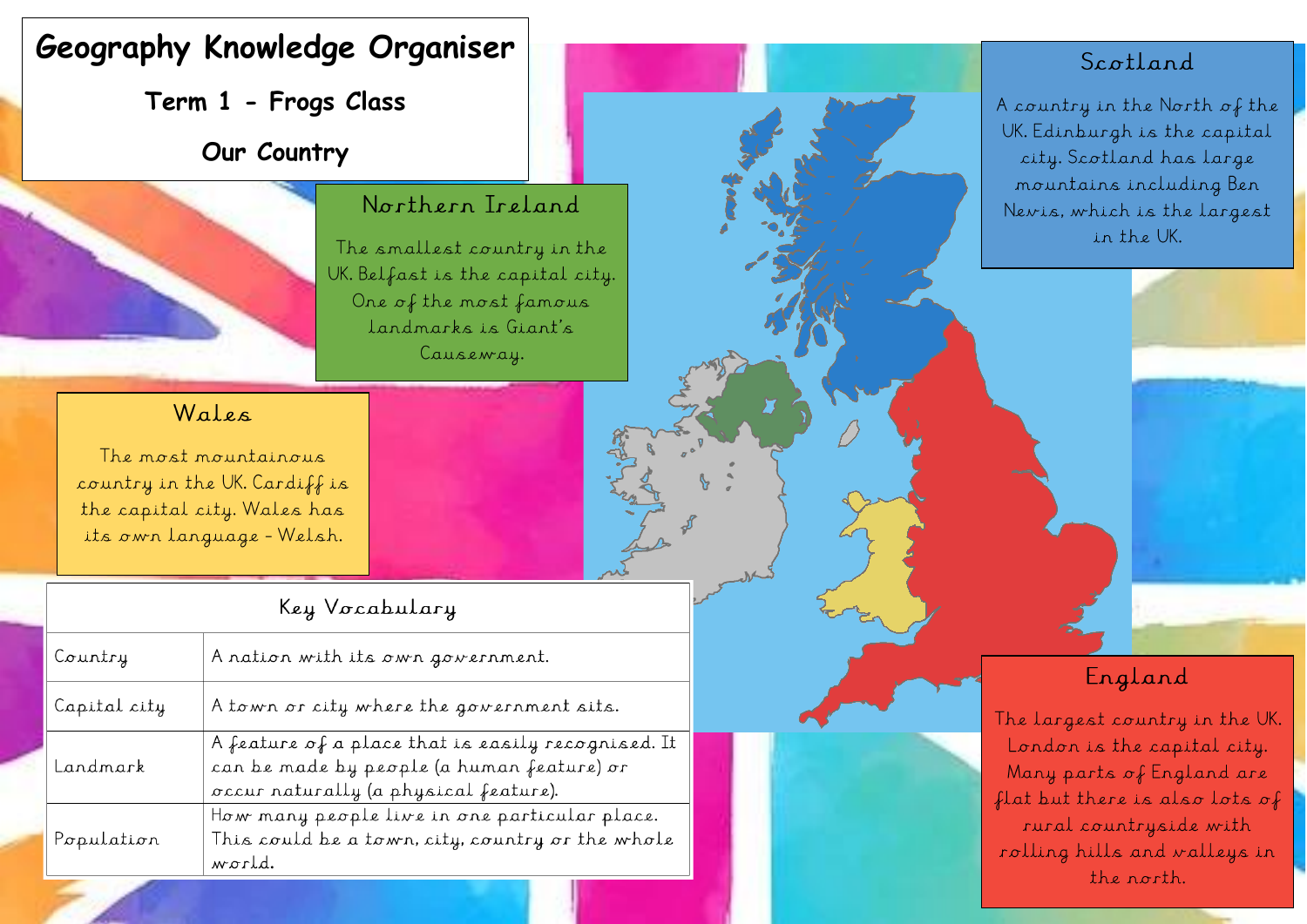# Geography Knowledge Organiser

**Term 1 - Frogs Class**

**Our Country**

## Northern Ireland

The smallest country in the UK. Belfast is the capital city. One of the most famous landmarks is Giant's Causeway.

## Scotland

A country in the North of the UK. Edinburgh is the capital city. Scotland has large mountains including Ben Nevis, which is the largest in the UK.

## Wales

The most mountainous country in the UK. Cardiff is the capital city. Wales has its own language - Welsh.

## England

The largest country in the UK. London is the capital city. Many parts of England are flat but there is also lots of rural countryside with rolling hills and valleys in the north.

## Key Vocabulary

| Key Vocabulary | |
|---|---|
| Country | A nation with its own government. |
| Capital city | A town or city where the government sits. |
| Landmark | A feature of a place that is easily recognised. It can be made by people (a human feature) or occur naturally (a physical feature). |
| Population | How many people live in one particular place. This could be a town, city, country or the whole world. |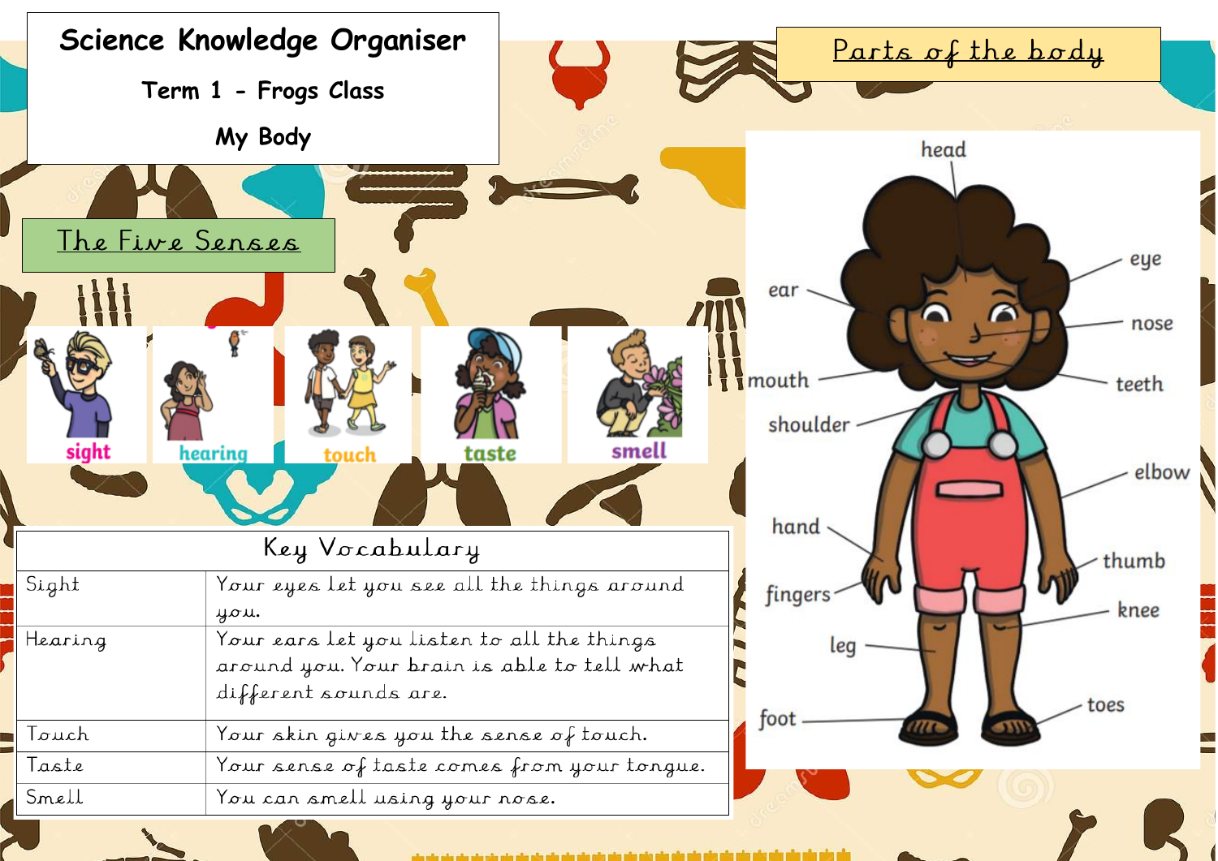# Science Knowledge Organiser

**Term 1 - Frogs Class**

**My Body**

## The Five Senses

sight

hearing

touch

taste

smell

| Key Vocabulary | |
|---|---|
| Sight | Your eyes let you see all the things around you. |
| Hearing | Your ears let you listen to all the things around you. Your brain is able to tell what different sounds are. |
| Touch | Your skin gives you the sense of touch. |
| Taste | Your sense of taste comes from your tongue. |
| Smell | You can smell using your nose. |

## Parts of the body

head

eye

ear

nose

mouth

teeth

shoulder

elbow

hand

thumb

fingers

knee

leg

foot

toes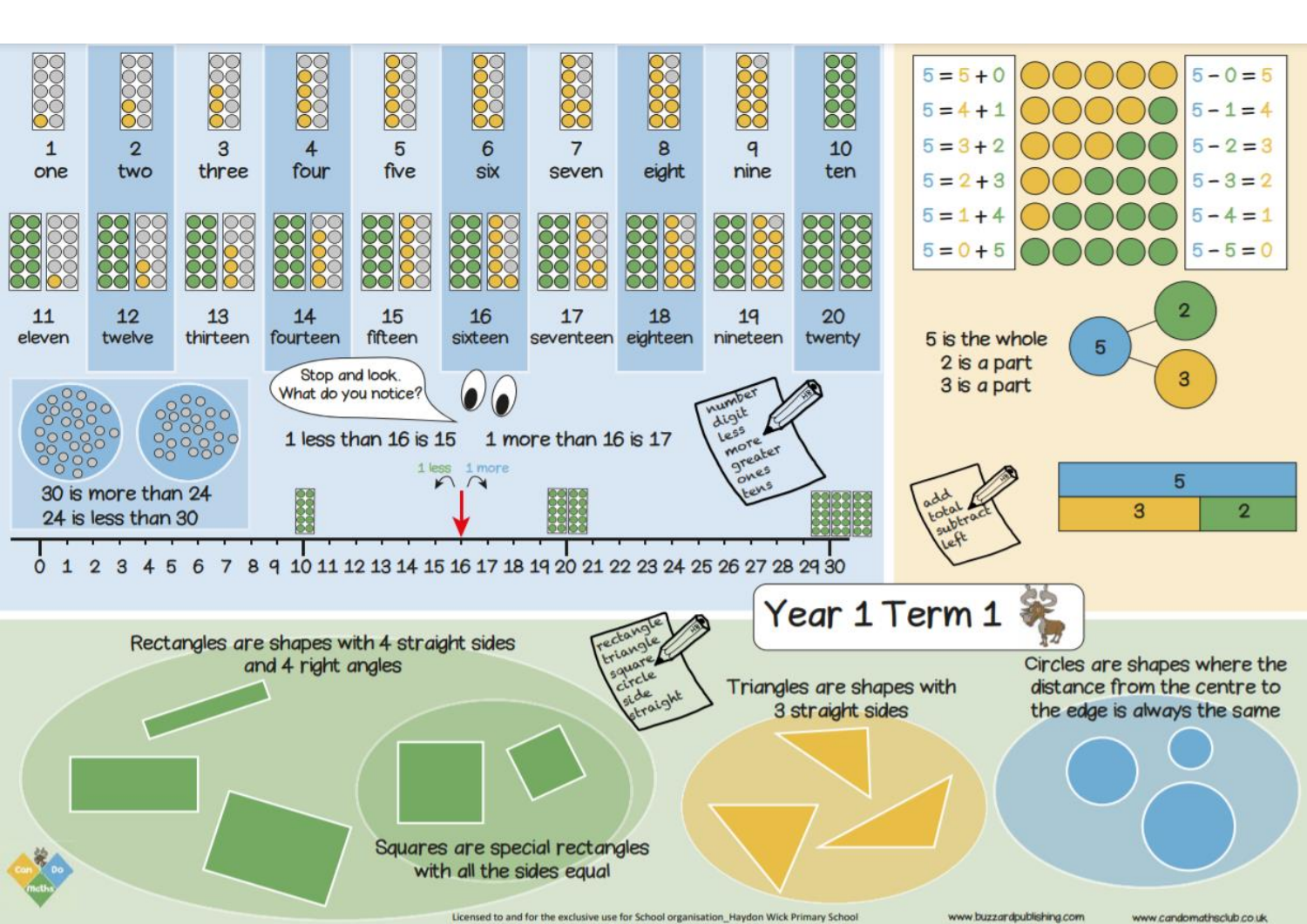# Year 1 Term 1

1 one
2 two
3 three
4 four
5 five
6 six
7 seven
8 eight
9 nine
10 ten

11 eleven
12 twelve
13 thirteen
14 fourteen
15 fifteen
16 sixteen
17 seventeen
18 eighteen
19 nineteen
20 twenty

| | | |
|---|---|---|
| $5 = 5 + 0$ | | $5 - 0 = 5$ |
| $5 = 4 + 1$ | | $5 - 1 = 4$ |
| $5 = 3 + 2$ | | $5 - 2 = 3$ |
| $5 = 2 + 3$ | | $5 - 3 = 2$ |
| $5 = 1 + 4$ | | $5 - 4 = 1$ |
| $5 = 0 + 5$ | | $5 - 5 = 0$ |

5 is the whole
2 is a part
3 is a part

5
3 2

add
total
subtract
left

30 is more than 24
24 is less than 30

Stop and look.
What do you notice?

1 less than 16 is 15
1 more than 16 is 17

1 less
1 more

0 1 2 3 4 5 6 7 8 9 10 11 12 13 14 15 16 17 18 19 20 21 22 23 24 25 26 27 28 29 30

number
digit
less
more
greater
ones
tens

Rectangles are shapes with 4 straight sides and 4 right angles

Squares are special rectangles with all the sides equal

rectangle
triangle
square
circle
side
straight

Triangles are shapes with 3 straight sides

Circles are shapes where the distance from the centre to the edge is always the same

Can Do Maths

Licensed to and for the exclusive use for School organisation_Haydon Wick Primary School

www.buzzardpublishing.com

www.candomathsclub.co.uk